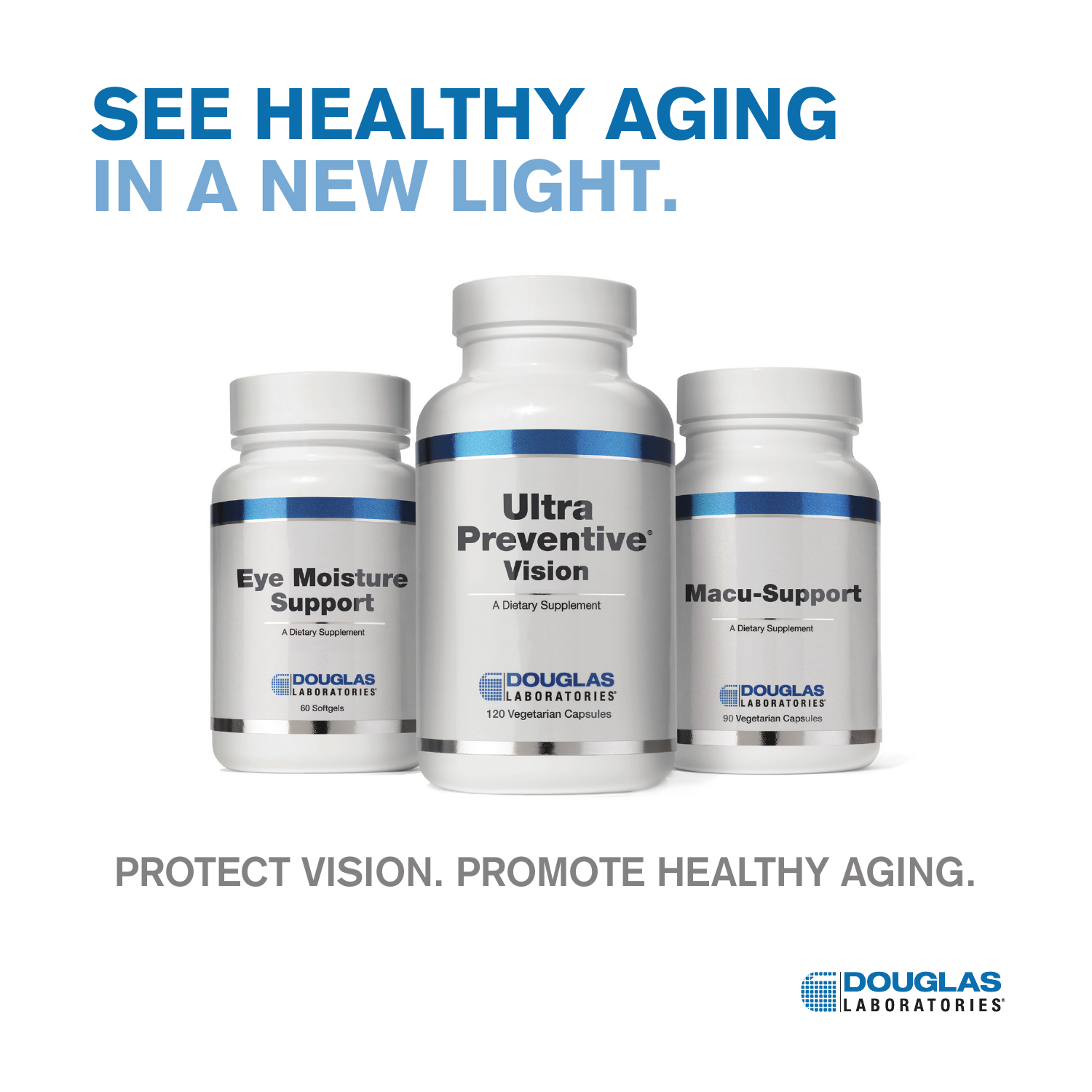# SEE HEALTHY AGING IN A NEW LIGHT.

**Eye Moisture Support**
A Dietary Supplement
DOUGLAS LABORATORIES
60 Softgels

**Ultra Preventive® Vision**
A Dietary Supplement
DOUGLAS LABORATORIES
120 Vegetarian Capsules

**Macu-Support**
A Dietary Supplement
DOUGLAS LABORATORIES
90 Vegetarian Capsules

## PROTECT VISION. PROMOTE HEALTHY AGING.

DOUGLAS LABORATORIES®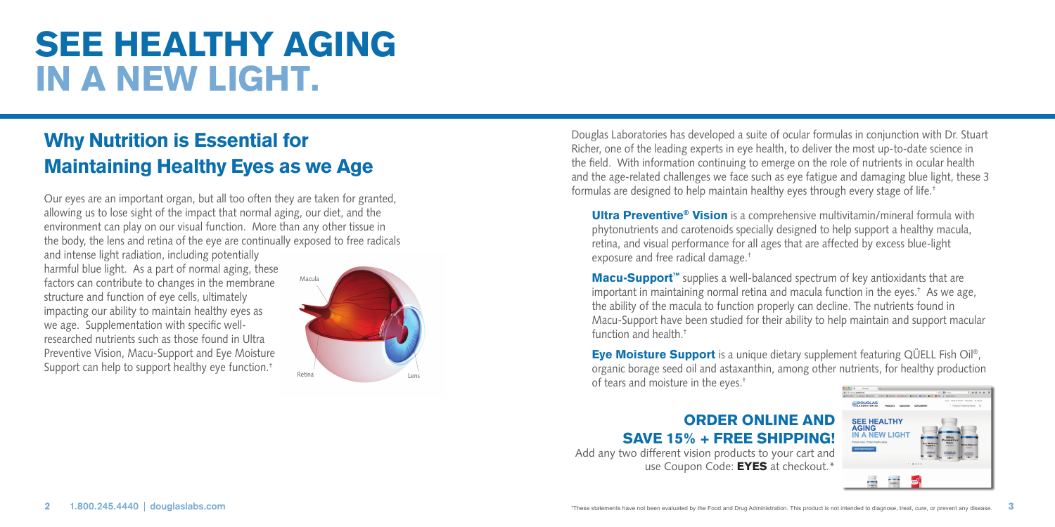# SEE HEALTHY AGING IN A NEW LIGHT.

## Why Nutrition is Essential for Maintaining Healthy Eyes as we Age

Our eyes are an important organ, but all too often they are taken for granted, allowing us to lose sight of the impact that normal aging, our diet, and the environment can play on our visual function. More than any other tissue in the body, the lens and retina of the eye are continually exposed to free radicals and intense light radiation, including potentially harmful blue light. As a part of normal aging, these factors can contribute to changes in the membrane structure and function of eye cells, ultimately impacting our ability to maintain healthy eyes as we age. Supplementation with specific well-researched nutrients such as those found in Ultra Preventive Vision, Macu-Support and Eye Moisture Support can help to support healthy eye function.†

Macula

Retina

Lens

Douglas Laboratories has developed a suite of ocular formulas in conjunction with Dr. Stuart Richer, one of the leading experts in eye health, to deliver the most up-to-date science in the field. With information continuing to emerge on the role of nutrients in ocular health and the age-related challenges we face such as eye fatigue and damaging blue light, these 3 formulas are designed to help maintain healthy eyes through every stage of life.†

**Ultra Preventive® Vision** is a comprehensive multivitamin/mineral formula with phytonutrients and carotenoids specially designed to help support a healthy macula, retina, and visual performance for all ages that are affected by excess blue-light exposure and free radical damage.†

**Macu-Support™** supplies a well-balanced spectrum of key antioxidants that are important in maintaining normal retina and macula function in the eyes.† As we age, the ability of the macula to function properly can decline. The nutrients found in Macu-Support have been studied for their ability to help maintain and support macular function and health.†

**Eye Moisture Support** is a unique dietary supplement featuring QÜELL Fish Oil®, organic borage seed oil and astaxanthin, among other nutrients, for healthy production of tears and moisture in the eyes.†

### ORDER ONLINE AND SAVE 15% + FREE SHIPPING!

Add any two different vision products to your cart and use Coupon Code: **EYES** at checkout.*

1.800.245.4440 | douglaslabs.com

†These statements have not been evaluated by the Food and Drug Administration. This product is not intended to diagnose, treat, cure, or prevent any disease.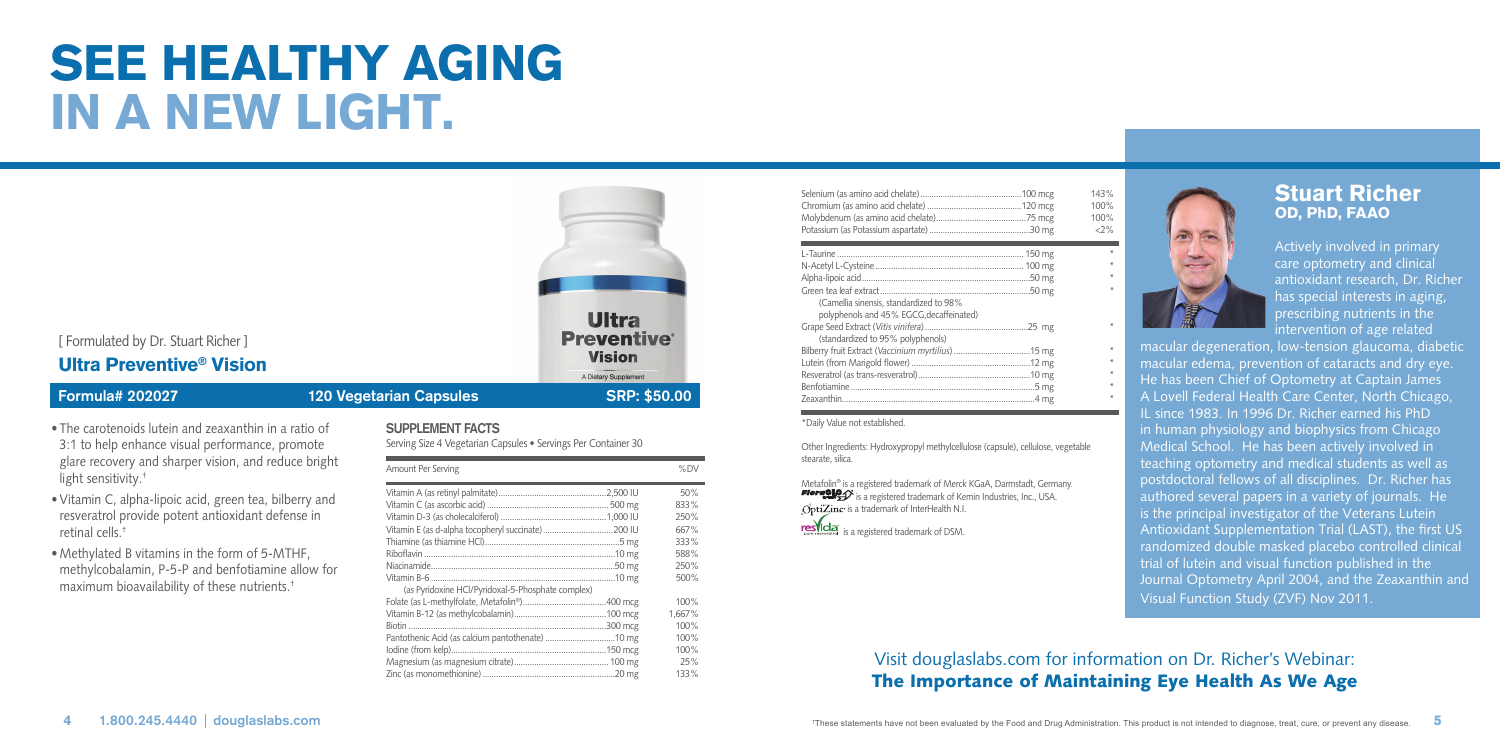# SEE HEALTHY AGING IN A NEW LIGHT.

[ Formulated by Dr. Stuart Richer ]

## Ultra Preventive® Vision

**Formula# 202027** | **120 Vegetarian Capsules** | **SRP: $50.00**

- The carotenoids lutein and zeaxanthin in a ratio of 3:1 to help enhance visual performance, promote glare recovery and sharper vision, and reduce bright light sensitivity.†
- Vitamin C, alpha-lipoic acid, green tea, bilberry and resveratrol provide potent antioxidant defense in retinal cells.†
- Methylated B vitamins in the form of 5-MTHF, methylcobalamin, P-5-P and benfotiamine allow for maximum bioavailability of these nutrients.†

### SUPPLEMENT FACTS

Serving Size 4 Vegetarian Capsules • Servings Per Container 30

| Amount Per Serving | | %DV |
|---|---|---|
| Vitamin A (as retinyl palmitate) | 2,500 IU | 50% |
| Vitamin C (as ascorbic acid) | 500 mg | 833% |
| Vitamin D-3 (as cholecalciferol) | 1,000 IU | 250% |
| Vitamin E (as d-alpha tocopheryl succinate) | 200 IU | 667% |
| Thiamine (as thiamine HCl) | 5 mg | 333% |
| Riboflavin | 10 mg | 588% |
| Niacinamide | 50 mg | 250% |
| Vitamin B-6 (as Pyridoxine HCl/Pyridoxal-5-Phosphate complex) | 10 mg | 500% |
| Folate (as L-methylfolate, Metafolin®) | 400 mcg | 100% |
| Vitamin B-12 (as methylcobalamin) | 100 mcg | 1,667% |
| Biotin | 300 mcg | 100% |
| Pantothenic Acid (as calcium pantothenate) | 10 mg | 100% |
| Iodine (from kelp) | 150 mcg | 100% |
| Magnesium (as magnesium citrate) | 100 mg | 25% |
| Zinc (as monomethionine) | 20 mg | 133% |
| Selenium (as amino acid chelate) | 100 mcg | 143% |
| Chromium (as amino acid chelate) | 120 mcg | 100% |
| Molybdenum (as amino acid chelate) | 75 mcg | 100% |
| Potassium (as Potassium aspartate) | 30 mg | <2% |
| L-Taurine | 150 mg | * |
| N-Acetyl L-Cysteine | 100 mg | * |
| Alpha-lipoic acid | 50 mg | * |
| Green tea leaf extract (Camellia sinensis, standardized to 98% polyphenols and 45% EGCG,decaffeinated) | 50 mg | * |
| Grape Seed Extract (*Vitis vinifera*) (standardized to 95% polyphenols) | 25 mg | * |
| Bilberry fruit Extract (*Vaccinium myrtillus*) | 15 mg | * |
| Lutein (from Marigold flower) | 12 mg | * |
| Resveratrol (as trans-resveratrol) | 10 mg | * |
| Benfotiamine | 5 mg | * |
| Zeaxanthin | 4 mg | * |

*Daily Value not established.

Other Ingredients: Hydroxypropyl methylcellulose (capsule), cellulose, vegetable stearate, silica.

Metafolin® is a registered trademark of Merck KGaA, Darmstadt, Germany.
FloraGLO® is a registered trademark of Kemin Industries, Inc., USA.
OptiZinc is a trademark of InterHealth N.I.
resVida is a registered trademark of DSM.

## Stuart Richer
### OD, PhD, FAAO

Actively involved in primary care optometry and clinical antioxidant research, Dr. Richer has special interests in aging, prescribing nutrients in the intervention of age related macular degeneration, low-tension glaucoma, diabetic macular edema, prevention of cataracts and dry eye. He has been Chief of Optometry at Captain James A Lovell Federal Health Care Center, North Chicago, IL since 1983. In 1996 Dr. Richer earned his PhD in human physiology and biophysics from Chicago Medical School. He has been actively involved in teaching optometry and medical students as well as postdoctoral fellows of all disciplines. Dr. Richer has authored several papers in a variety of journals. He is the principal investigator of the Veterans Lutein Antioxidant Supplementation Trial (LAST), the first US randomized double masked placebo controlled clinical trial of lutein and visual function published in the Journal Optometry April 2004, and the Zeaxanthin and Visual Function Study (ZVF) Nov 2011.

Visit douglaslabs.com for information on Dr. Richer's Webinar:
**The Importance of Maintaining Eye Health As We Age**

1.800.245.4440 | douglaslabs.com

†These statements have not been evaluated by the Food and Drug Administration. This product is not intended to diagnose, treat, cure, or prevent any disease.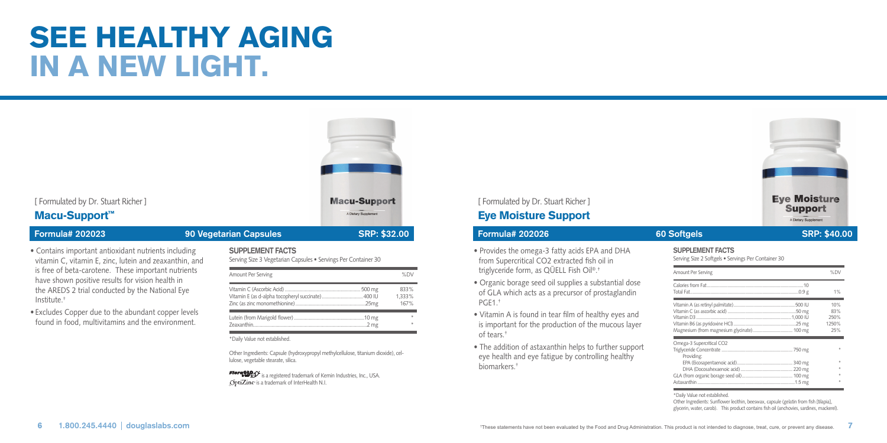# SEE HEALTHY AGING IN A NEW LIGHT.

[ Formulated by Dr. Stuart Richer ]

## Macu-Support™

**Formula# 202023** | **90 Vegetarian Capsules** | **SRP: $32.00**

- Contains important antioxidant nutrients including vitamin C, vitamin E, zinc, lutein and zeaxanthin, and is free of beta-carotene. These important nutrients have shown positive results for vision health in the AREDS 2 trial conducted by the National Eye Institute.†
- Excludes Copper due to the abundant copper levels found in food, multivitamins and the environment.

**SUPPLEMENT FACTS**

Serving Size 3 Vegetarian Capsules • Servings Per Container 30

| Amount Per Serving | | %DV |
|---|---|---|
| Vitamin C (Ascorbic Acid) | 500 mg | 833% |
| Vitamin E (as d-alpha tocopheryl succinate) | 400 IU | 1,333% |
| Zinc (as zinc monomethionine) | 25mg | 167% |
| Lutein (from Marigold flower) | 10 mg | * |
| Zeaxanthin | 2 mg | * |

*Daily Value not established.

Other Ingredients: Capsule (hydroxypropyl methylcellulose, titanium dioxide), cellulose, vegetable stearate, silica.

FloraGLO® is a registered trademark of Kemin Industries, Inc., USA.
OptiZinc® is a trademark of InterHealth N.I.

[ Formulated by Dr. Stuart Richer ]

## Eye Moisture Support

**Formula# 202026** | **60 Softgels** | **SRP: $40.00**

- Provides the omega-3 fatty acids EPA and DHA from Supercritical $CO_2$ extracted fish oil in triglyceride form, as QÜELL Fish Oil®.†
- Organic borage seed oil supplies a substantial dose of GLA which acts as a precursor of prostaglandin PGE1.†
- Vitamin A is found in tear film of healthy eyes and is important for the production of the mucous layer of tears.†
- The addition of astaxanthin helps to further support eye health and eye fatigue by controlling healthy biomarkers.†

**SUPPLEMENT FACTS**

Serving Size 2 Softgels • Servings Per Container 30

| Amount Per Serving | | %DV |
|---|---|---|
| Calories from Fat | 10 | |
| Total Fat | 0.9 g | 1% |
| Vitamin A (as retinyl palmitate) | 500 IU | 10% |
| Vitamin C (as ascorbic acid) | 50 mg | 83% |
| Vitamin D3 | 1,000 IU | 250% |
| Vitamin B6 (as pyridoxine HCl) | 25 mg | 1250% |
| Magnesium (from magnesium glycinate) | 100 mg | 25% |
| Omega-3 Supercritical $CO_2$ Triglyceride Concentrate | 750 mg | * |
| Providing: | | |
| EPA (Eicosapentaenoic acid) | 340 mg | * |
| DHA (Docosahexaenoic acid) | 220 mg | * |
| GLA (from organic borage seed oil) | 100 mg | * |
| Astaxanthin | 1.5 mg | * |

*Daily Value not established.

Other Ingredients: Sunflower lecithin, beeswax, capsule (gelatin from fish [tilapia], glycerin, water, carob). This product contains fish oil (anchovies, sardines, mackerel).

†These statements have not been evaluated by the Food and Drug Administration. This product is not intended to diagnose, treat, cure, or prevent any disease.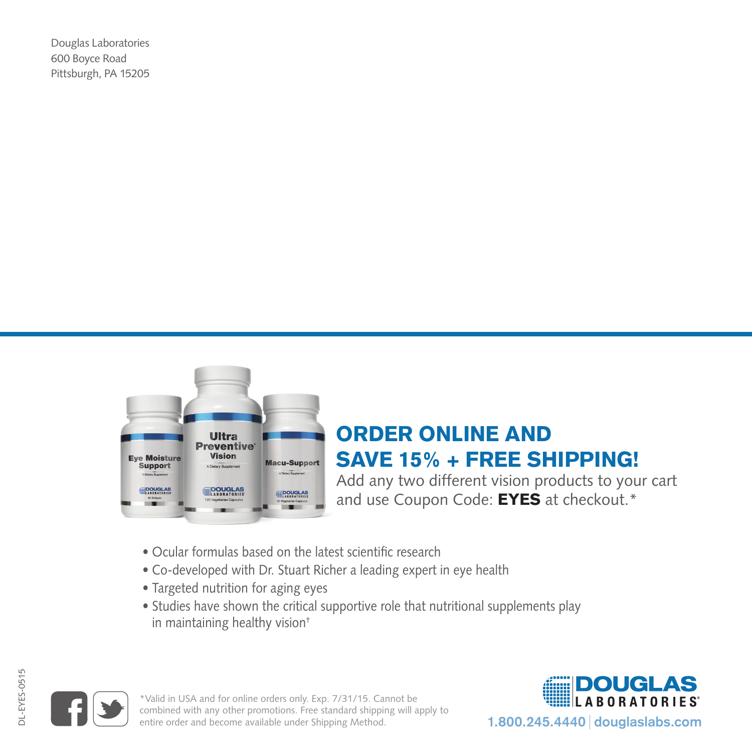Douglas Laboratories
600 Boyce Road
Pittsburgh, PA 15205

## ORDER ONLINE AND SAVE 15% + FREE SHIPPING!

Add any two different vision products to your cart and use Coupon Code: **EYES** at checkout.*

- Ocular formulas based on the latest scientific research
- Co-developed with Dr. Stuart Richer a leading expert in eye health
- Targeted nutrition for aging eyes
- Studies have shown the critical supportive role that nutritional supplements play in maintaining healthy vision†

*Valid in USA and for online orders only. Exp. 7/31/15. Cannot be combined with any other promotions. Free standard shipping will apply to entire order and become available under Shipping Method.

DOUGLAS LABORATORIES®

1.800.245.4440 | douglaslabs.com

DL-EYES-0515